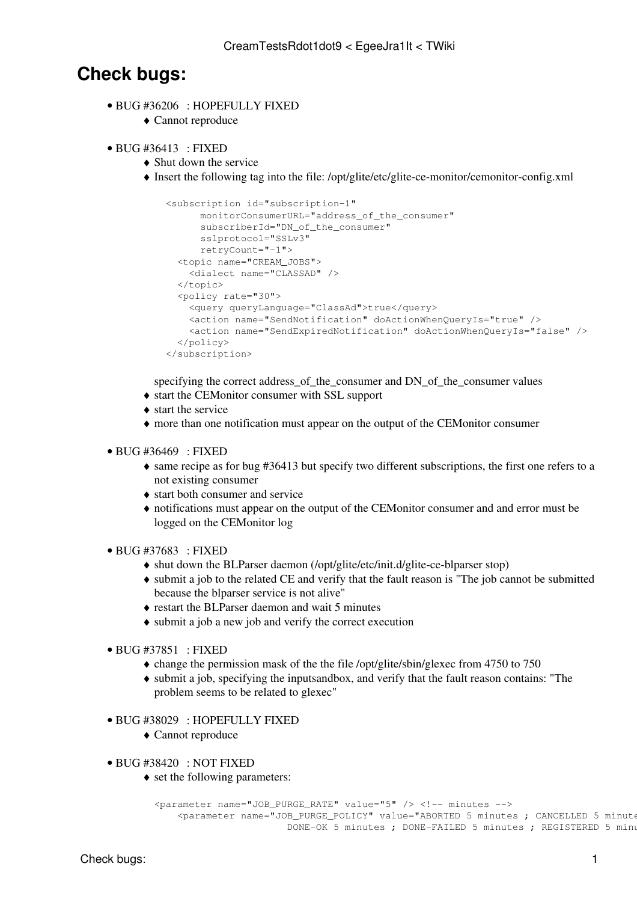# Check bugs:

- BUG #36206 : HOPEFULLY FIXED
    - Cannot reproduce
- BUG #36413 : FIXED
    - Shut down the service
    - Insert the following tag into the file: /opt/glite/etc/glite-ce-monitor/cemonitor-config.xml

      ```
      <subscription id="subscription-1"
            monitorConsumerURL="address_of_the_consumer"
            subscriberId="DN_of_the_consumer"
            sslprotocol="SSLv3"
            retryCount="-1">
        <topic name="CREAM_JOBS">
          <dialect name="CLASSAD" />
        </topic>
        <policy rate="30">
          <query queryLanguage="ClassAd">true</query>
          <action name="SendNotification" doActionWhenQueryIs="true" />
          <action name="SendExpiredNotification" doActionWhenQueryIs="false" />
        </policy>
      </subscription>
      ```

      specifying the correct address_of_the_consumer and DN_of_the_consumer values
    - start the CEMonitor consumer with SSL support
    - start the service
    - more than one notification must appear on the output of the CEMonitor consumer
- BUG #36469 : FIXED
    - same recipe as for bug #36413 but specify two different subscriptions, the first one refers to a not existing consumer
    - start both consumer and service
    - notifications must appear on the output of the CEMonitor consumer and and error must be logged on the CEMonitor log
- BUG #37683 : FIXED
    - shut down the BLParser daemon (/opt/glite/etc/init.d/glite-ce-blparser stop)
    - submit a job to the related CE and verify that the fault reason is "The job cannot be submitted because the blparser service is not alive"
    - restart the BLParser daemon and wait 5 minutes
    - submit a job a new job and verify the correct execution
- BUG #37851 : FIXED
    - change the permission mask of the the file /opt/glite/sbin/glexec from 4750 to 750
    - submit a job, specifying the inputsandbox, and verify that the fault reason contains: "The problem seems to be related to glexec"
- BUG #38029 : HOPEFULLY FIXED
    - Cannot reproduce
- BUG #38420 : NOT FIXED
    - set the following parameters:

      ```
      <parameter name="JOB_PURGE_RATE" value="5" /> <!-- minutes -->
          <parameter name="JOB_PURGE_POLICY" value="ABORTED 5 minutes ; CANCELLED 5 minute
                             DONE-OK 5 minutes ; DONE-FAILED 5 minutes ; REGISTERED 5 minu
      ```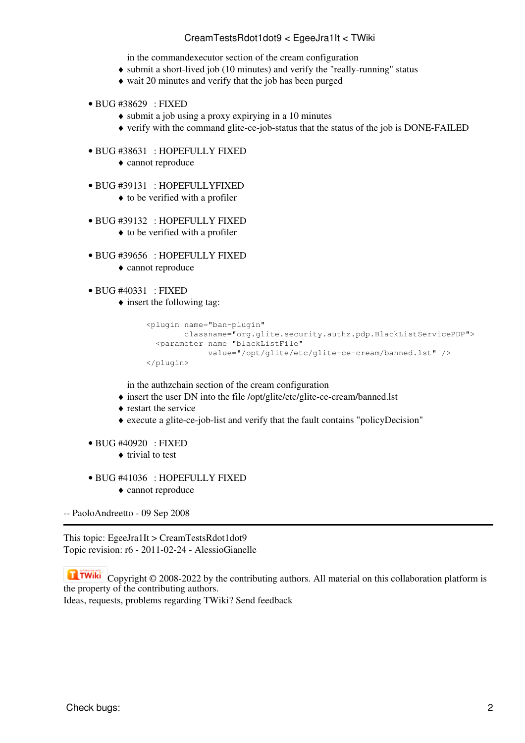in the commandexecutor section of the cream configuration
    - submit a short-lived job (10 minutes) and verify the "really-running" status
    - wait 20 minutes and verify that the job has been purged

- BUG #38629 : FIXED
    - submit a job using a proxy expiring in a 10 minutes
    - verify with the command glite-ce-job-status that the status of the job is DONE-FAILED

- BUG #38631 : HOPEFULLY FIXED
    - cannot reproduce

- BUG #39131 : HOPEFULLYFIXED
    - to be verified with a profiler

- BUG #39132 : HOPEFULLY FIXED
    - to be verified with a profiler

- BUG #39656 : HOPEFULLY FIXED
    - cannot reproduce

- BUG #40331 : FIXED
    - insert the following tag:

    ```
    <plugin name="ban-plugin"
            classname="org.glite.security.authz.pdp.BlackListServicePDP">
      <parameter name="blackListFile"
                 value="/opt/glite/etc/glite-ce-cream/banned.lst" />
    </plugin>
    ```

    in the authzchain section of the cream configuration
    - insert the user DN into the file /opt/glite/etc/glite-ce-cream/banned.lst
    - restart the service
    - execute a glite-ce-job-list and verify that the fault contains "policyDecision"

- BUG #40920 : FIXED
    - trivial to test

- BUG #41036 : HOPEFULLY FIXED
    - cannot reproduce

-- PaoloAndreetto - 09 Sep 2008

---

This topic: EgeeJra1It > CreamTestsRdot1dot9
Topic revision: r6 - 2011-02-24 - AlessioGianelle

Copyright © 2008-2022 by the contributing authors. All material on this collaboration platform is the property of the contributing authors.
Ideas, requests, problems regarding TWiki? Send feedback